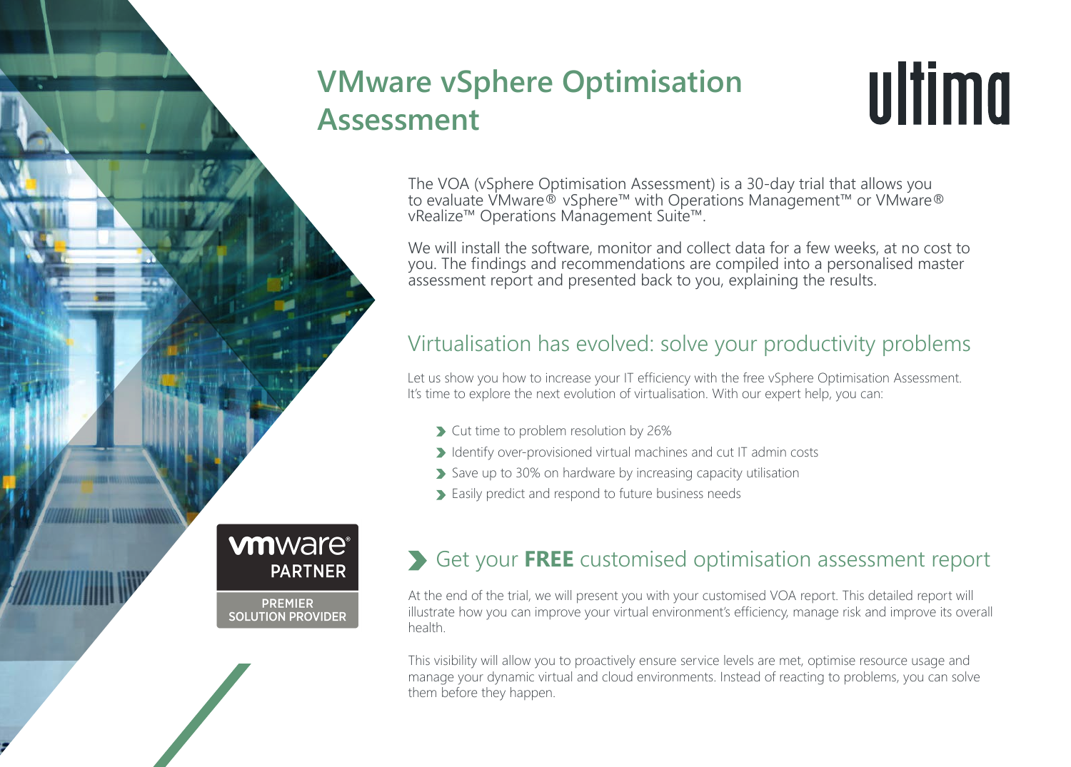# VMware vSphere Optimisation Assessment

ultima

The VOA (vSphere Optimisation Assessment) is a 30-day trial that allows you to evaluate VMware® vSphere™ with Operations Management™ or VMware® vRealize™ Operations Management Suite™.

We will install the software, monitor and collect data for a few weeks, at no cost to you. The findings and recommendations are compiled into a personalised master assessment report and presented back to you, explaining the results.

## Virtualisation has evolved: solve your productivity problems

Let us show you how to increase your IT efficiency with the free vSphere Optimisation Assessment. It's time to explore the next evolution of virtualisation. With our expert help, you can:

- Cut time to problem resolution by 26%
- Identify over-provisioned virtual machines and cut IT admin costs
- Save up to 30% on hardware by increasing capacity utilisation
- Easily predict and respond to future business needs

vmware® PARTNER

PREMIER SOLUTION PROVIDER

## Get your **FREE** customised optimisation assessment report

At the end of the trial, we will present you with your customised VOA report. This detailed report will illustrate how you can improve your virtual environment's efficiency, manage risk and improve its overall health.

This visibility will allow you to proactively ensure service levels are met, optimise resource usage and manage your dynamic virtual and cloud environments. Instead of reacting to problems, you can solve them before they happen.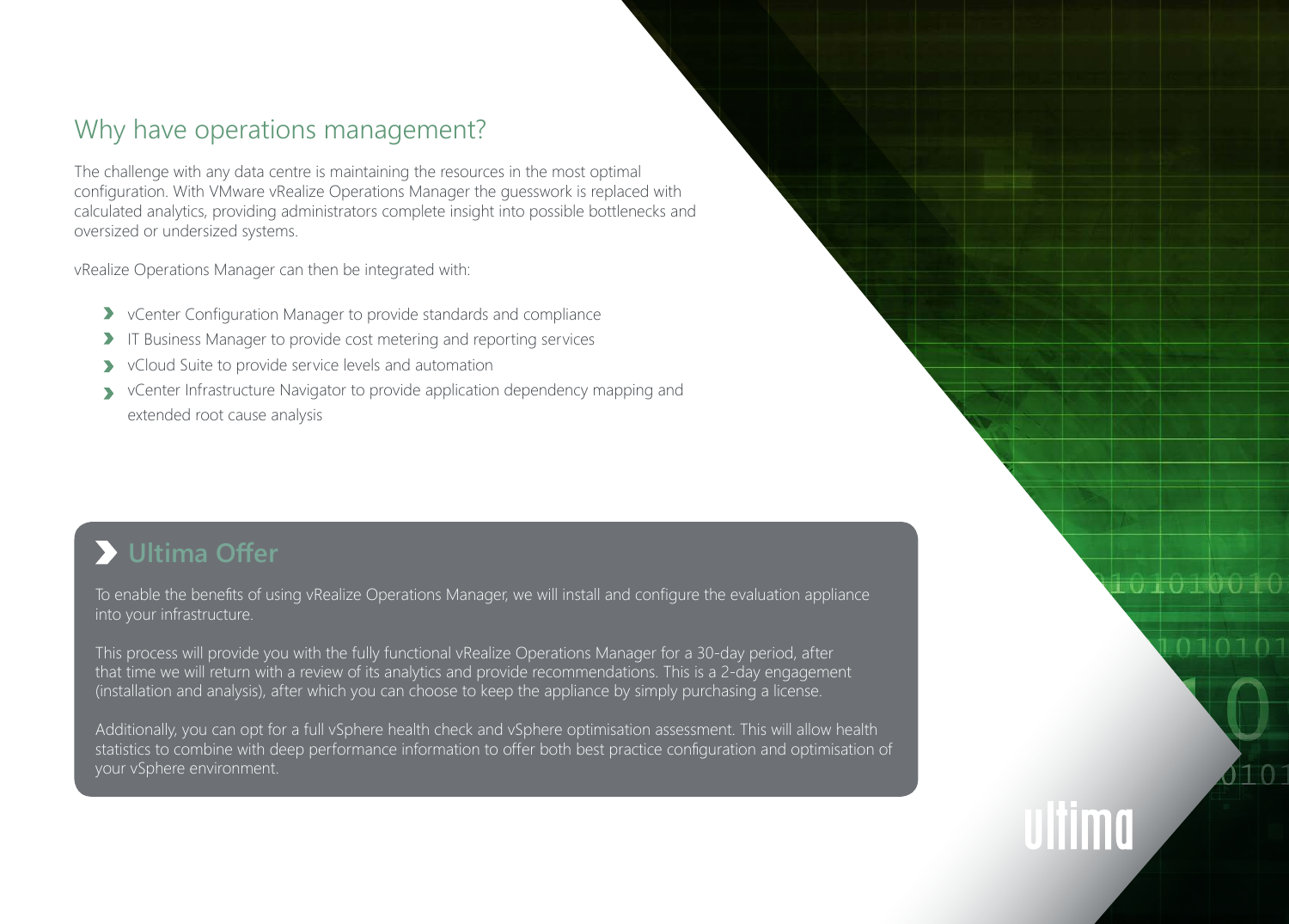## Why have operations management?

The challenge with any data centre is maintaining the resources in the most optimal configuration. With VMware vRealize Operations Manager the guesswork is replaced with calculated analytics, providing administrators complete insight into possible bottlenecks and oversized or undersized systems.

vRealize Operations Manager can then be integrated with:

- vCenter Configuration Manager to provide standards and compliance
- IT Business Manager to provide cost metering and reporting services
- vCloud Suite to provide service levels and automation
- vCenter Infrastructure Navigator to provide application dependency mapping and extended root cause analysis

## Ultima Offer

To enable the benefits of using vRealize Operations Manager, we will install and configure the evaluation appliance into your infrastructure.

This process will provide you with the fully functional vRealize Operations Manager for a 30-day period, after that time we will return with a review of its analytics and provide recommendations. This is a 2-day engagement (installation and analysis), after which you can choose to keep the appliance by simply purchasing a license.

Additionally, you can opt for a full vSphere health check and vSphere optimisation assessment. This will allow health statistics to combine with deep performance information to offer both best practice configuration and optimisation of your vSphere environment.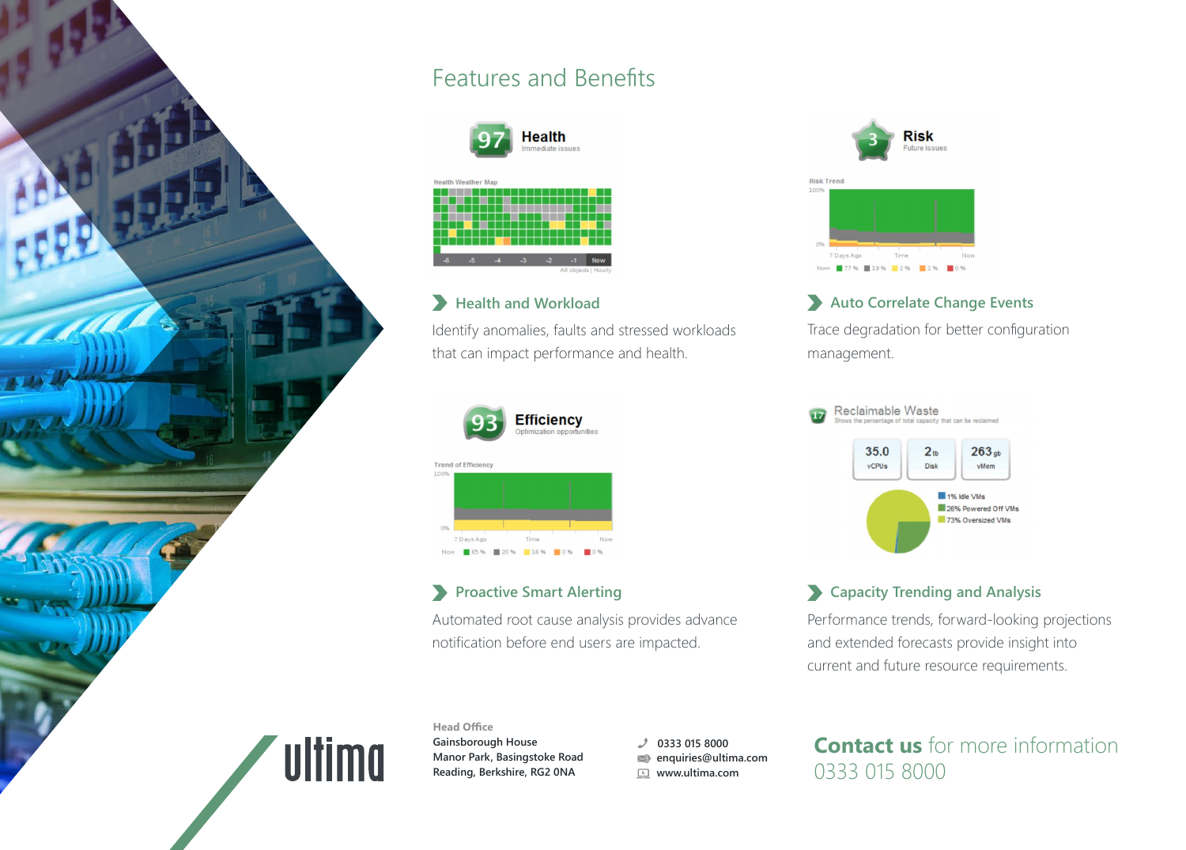# Features and Benefits

97 Health
Immediate issues

Health Weather Map

-6 -5 -4 -3 -2 -1 Now

All objects | Hourly

## Health and Workload

Identify anomalies, faults and stressed workloads that can impact performance and health.

3 Risk
Future issues

Risk Trend

100%

0%

7 Days Ago Time Now

Now 77 % 19 % 2 % 2 % 0 %

## Auto Correlate Change Events

Trace degradation for better configuration management.

93 Efficiency
Optimization opportunities

Trend of Efficiency

100%

0%

7 Days Ago Time Now

Now 65 % 20 % 16 % 0 % 0 %

## Proactive Smart Alerting

Automated root cause analysis provides advance notification before end users are impacted.

17 Reclaimable Waste
Shows the percentage of total capacity that can be reclaimed

35.0 vCPUs

2 tb Disk

263 gb vMem

1% Idle VMs

26% Powered Off VMs

73% Oversized VMs

## Capacity Trending and Analysis

Performance trends, forward-looking projections and extended forecasts provide insight into current and future resource requirements.

ultima

**Head Office**
Gainsborough House
Manor Park, Basingstoke Road
Reading, Berkshire, RG2 0NA

0333 015 8000
enquiries@ultima.com
www.ultima.com

**Contact us** for more information
0333 015 8000